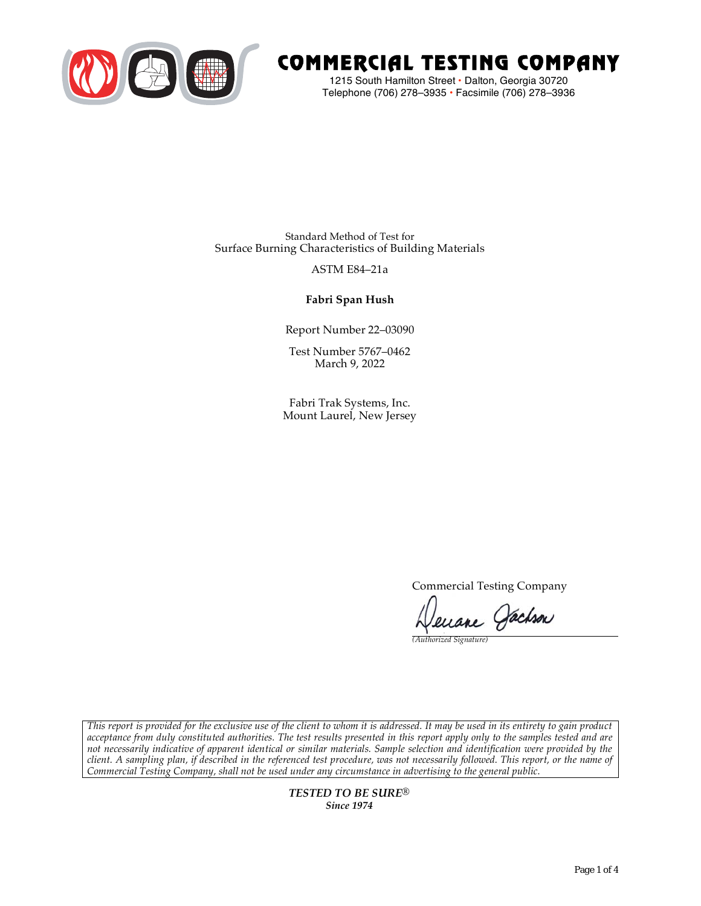# COMMERCIAL TESTING COMPANY

1215 South Hamilton Street • Dalton, Georgia 30720
Telephone (706) 278–3935 • Facsimile (706) 278–3936

Standard Method of Test for
Surface Burning Characteristics of Building Materials

ASTM E84–21a

**Fabri Span Hush**

Report Number 22–03090

Test Number 5767–0462
March 9, 2022

Fabri Trak Systems, Inc.
Mount Laurel, New Jersey

Commercial Testing Company

*(Authorized Signature)*

*This report is provided for the exclusive use of the client to whom it is addressed. It may be used in its entirety to gain product acceptance from duly constituted authorities. The test results presented in this report apply only to the samples tested and are not necessarily indicative of apparent identical or similar materials. Sample selection and identification were provided by the client. A sampling plan, if described in the referenced test procedure, was not necessarily followed. This report, or the name of Commercial Testing Company, shall not be used under any circumstance in advertising to the general public.*

***TESTED TO BE SURE®***
***Since 1974***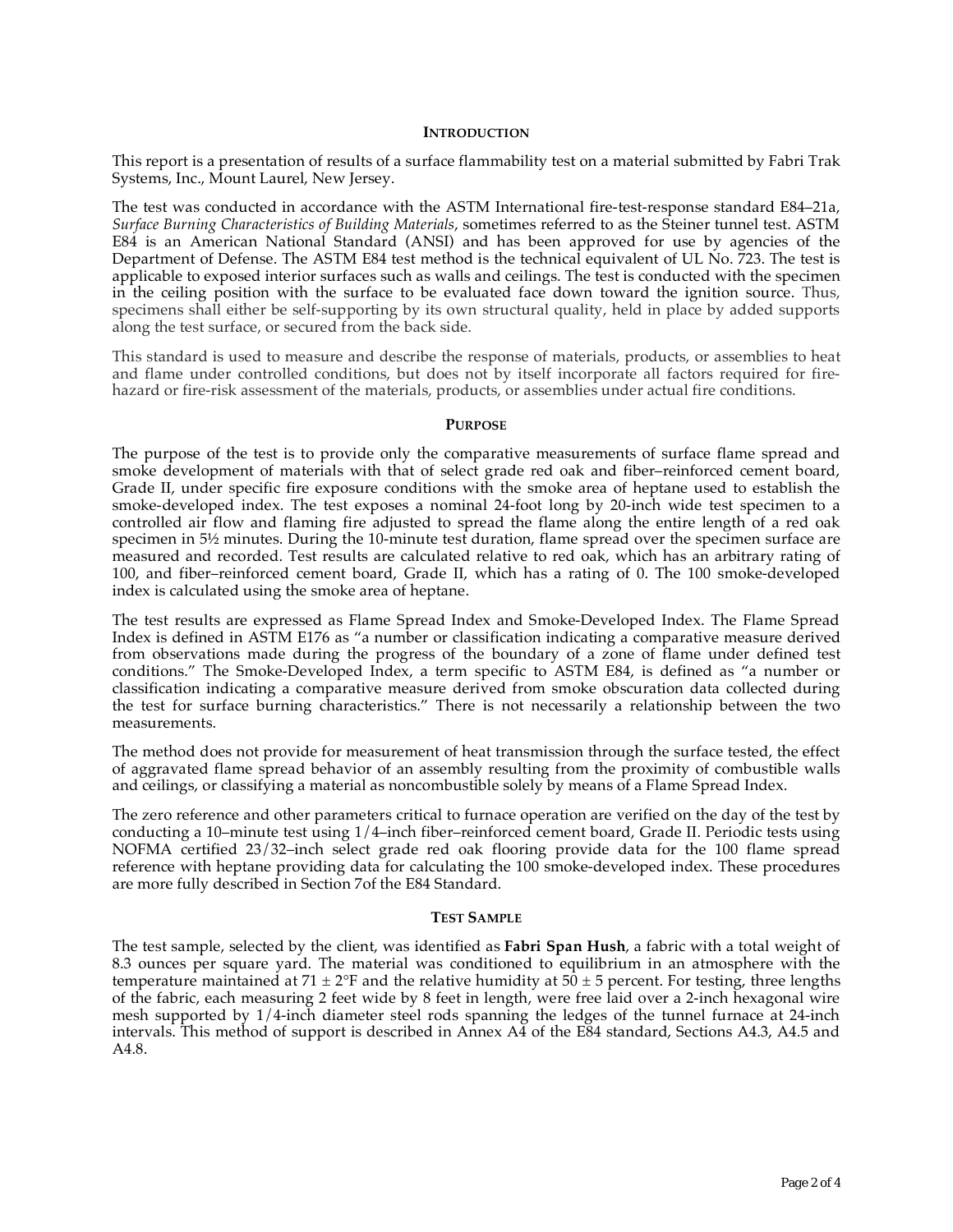## INTRODUCTION

This report is a presentation of results of a surface flammability test on a material submitted by Fabri Trak Systems, Inc., Mount Laurel, New Jersey.

The test was conducted in accordance with the ASTM International fire-test-response standard E84–21a, *Surface Burning Characteristics of Building Materials*, sometimes referred to as the Steiner tunnel test. ASTM E84 is an American National Standard (ANSI) and has been approved for use by agencies of the Department of Defense. The ASTM E84 test method is the technical equivalent of UL No. 723. The test is applicable to exposed interior surfaces such as walls and ceilings. The test is conducted with the specimen in the ceiling position with the surface to be evaluated face down toward the ignition source. Thus, specimens shall either be self-supporting by its own structural quality, held in place by added supports along the test surface, or secured from the back side.

This standard is used to measure and describe the response of materials, products, or assemblies to heat and flame under controlled conditions, but does not by itself incorporate all factors required for fire-hazard or fire-risk assessment of the materials, products, or assemblies under actual fire conditions.

## PURPOSE

The purpose of the test is to provide only the comparative measurements of surface flame spread and smoke development of materials with that of select grade red oak and fiber–reinforced cement board, Grade II, under specific fire exposure conditions with the smoke area of heptane used to establish the smoke-developed index. The test exposes a nominal 24-foot long by 20-inch wide test specimen to a controlled air flow and flaming fire adjusted to spread the flame along the entire length of a red oak specimen in 5½ minutes. During the 10-minute test duration, flame spread over the specimen surface are measured and recorded. Test results are calculated relative to red oak, which has an arbitrary rating of 100, and fiber–reinforced cement board, Grade II, which has a rating of 0. The 100 smoke-developed index is calculated using the smoke area of heptane.

The test results are expressed as Flame Spread Index and Smoke-Developed Index. The Flame Spread Index is defined in ASTM E176 as "a number or classification indicating a comparative measure derived from observations made during the progress of the boundary of a zone of flame under defined test conditions." The Smoke-Developed Index, a term specific to ASTM E84, is defined as "a number or classification indicating a comparative measure derived from smoke obscuration data collected during the test for surface burning characteristics." There is not necessarily a relationship between the two measurements.

The method does not provide for measurement of heat transmission through the surface tested, the effect of aggravated flame spread behavior of an assembly resulting from the proximity of combustible walls and ceilings, or classifying a material as noncombustible solely by means of a Flame Spread Index.

The zero reference and other parameters critical to furnace operation are verified on the day of the test by conducting a 10–minute test using 1/4–inch fiber–reinforced cement board, Grade II. Periodic tests using NOFMA certified 23/32–inch select grade red oak flooring provide data for the 100 flame spread reference with heptane providing data for calculating the 100 smoke-developed index. These procedures are more fully described in Section 7of the E84 Standard.

## TEST SAMPLE

The test sample, selected by the client, was identified as **Fabri Span Hush**, a fabric with a total weight of 8.3 ounces per square yard. The material was conditioned to equilibrium in an atmosphere with the temperature maintained at 71 ± 2°F and the relative humidity at 50 ± 5 percent. For testing, three lengths of the fabric, each measuring 2 feet wide by 8 feet in length, were free laid over a 2-inch hexagonal wire mesh supported by 1/4-inch diameter steel rods spanning the ledges of the tunnel furnace at 24-inch intervals. This method of support is described in Annex A4 of the E84 standard, Sections A4.3, A4.5 and A4.8.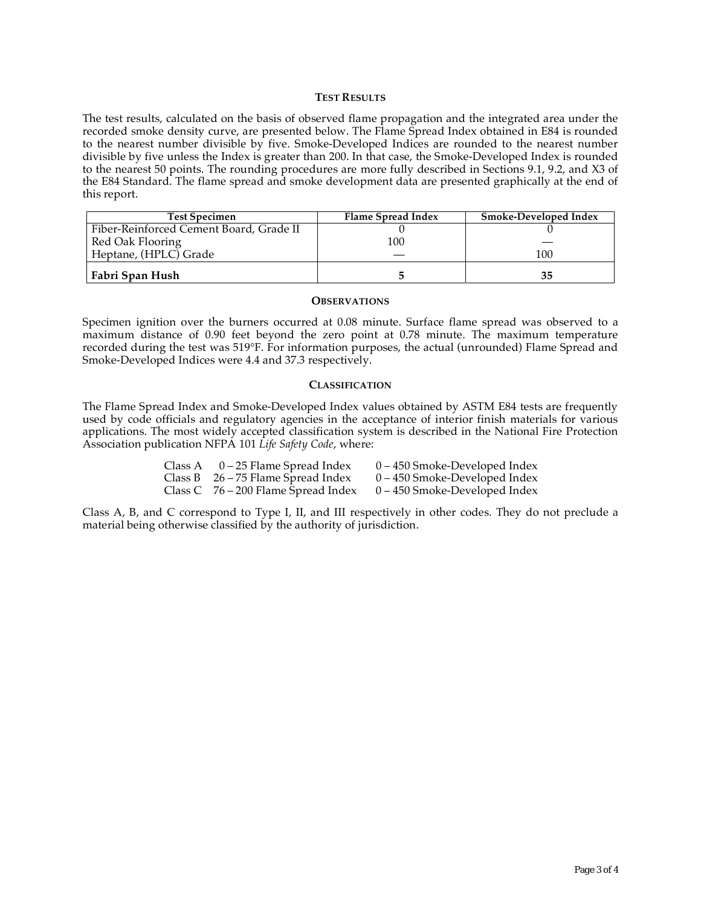## TEST RESULTS

The test results, calculated on the basis of observed flame propagation and the integrated area under the recorded smoke density curve, are presented below. The Flame Spread Index obtained in E84 is rounded to the nearest number divisible by five. Smoke-Developed Indices are rounded to the nearest number divisible by five unless the Index is greater than 200. In that case, the Smoke-Developed Index is rounded to the nearest 50 points. The rounding procedures are more fully described in Sections 9.1, 9.2, and X3 of the E84 Standard. The flame spread and smoke development data are presented graphically at the end of this report.

| Test Specimen | Flame Spread Index | Smoke-Developed Index |
|---|---|---|
| Fiber-Reinforced Cement Board, Grade II | 0 | 0 |
| Red Oak Flooring | 100 | — |
| Heptane, (HPLC) Grade | — | 100 |
| **Fabri Span Hush** | **5** | **35** |

## OBSERVATIONS

Specimen ignition over the burners occurred at 0.08 minute. Surface flame spread was observed to a maximum distance of 0.90 feet beyond the zero point at 0.78 minute. The maximum temperature recorded during the test was 519°F. For information purposes, the actual (unrounded) Flame Spread and Smoke-Developed Indices were 4.4 and 37.3 respectively.

## CLASSIFICATION

The Flame Spread Index and Smoke-Developed Index values obtained by ASTM E84 tests are frequently used by code officials and regulatory agencies in the acceptance of interior finish materials for various applications. The most widely accepted classification system is described in the National Fire Protection Association publication NFPA 101 *Life Safety Code*, where:

| | | |
|---|---|---|
| Class A | 0 – 25 Flame Spread Index | 0 – 450 Smoke-Developed Index |
| Class B | 26 – 75 Flame Spread Index | 0 – 450 Smoke-Developed Index |
| Class C | 76 – 200 Flame Spread Index | 0 – 450 Smoke-Developed Index |

Class A, B, and C correspond to Type I, II, and III respectively in other codes. They do not preclude a material being otherwise classified by the authority of jurisdiction.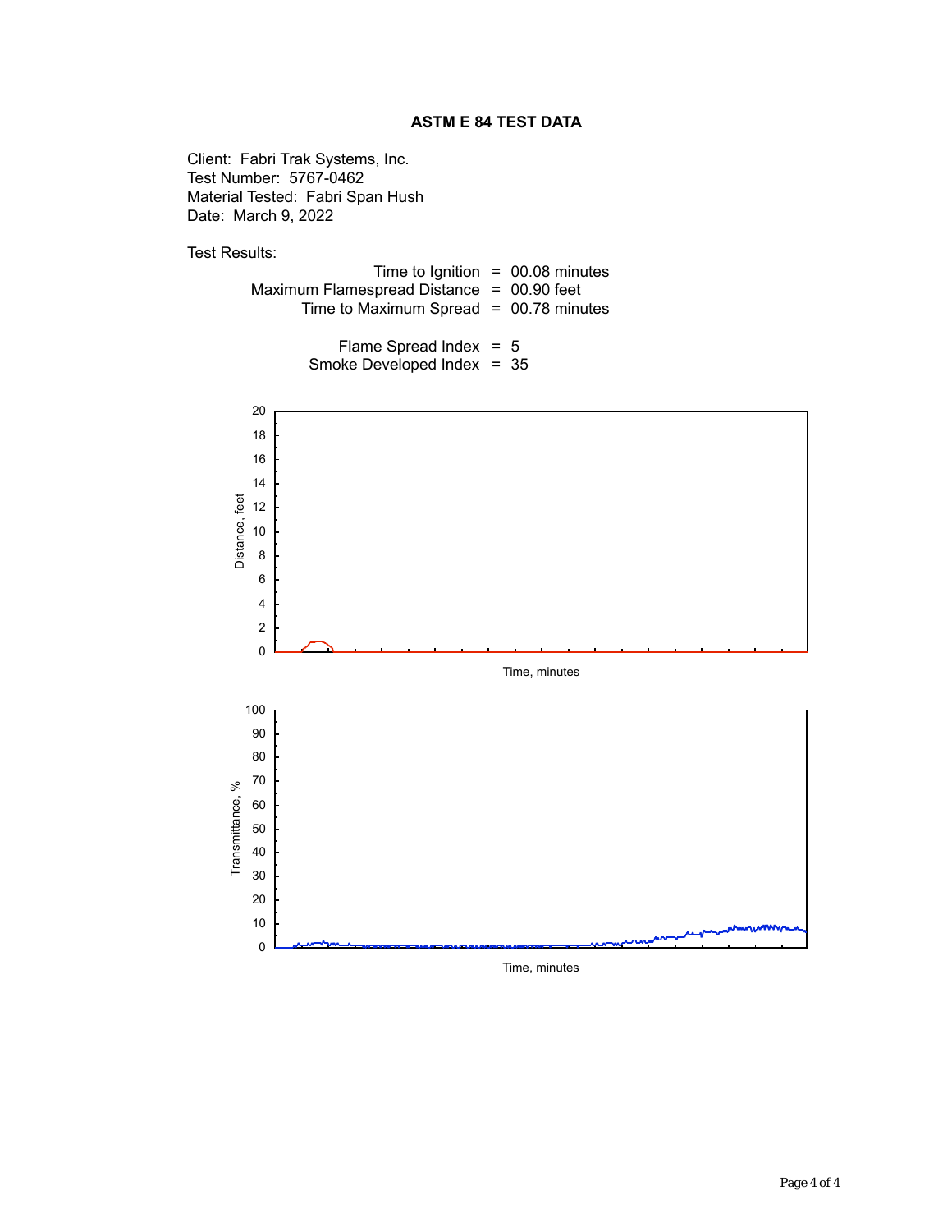## ASTM E 84 TEST DATA

Client: Fabri Trak Systems, Inc.
Test Number: 5767-0462
Material Tested: Fabri Span Hush
Date: March 9, 2022

Test Results:

Time to Ignition = 00.08 minutes
Maximum Flamespread Distance = 00.90 feet
Time to Maximum Spread = 00.78 minutes

Flame Spread Index = 5
Smoke Developed Index = 35

Distance, feet
20
18
16
14
12
10
8
6
4
2
0
Time, minutes

Transmittance, %
100
90
80
70
60
50
40
30
20
10
0
Time, minutes